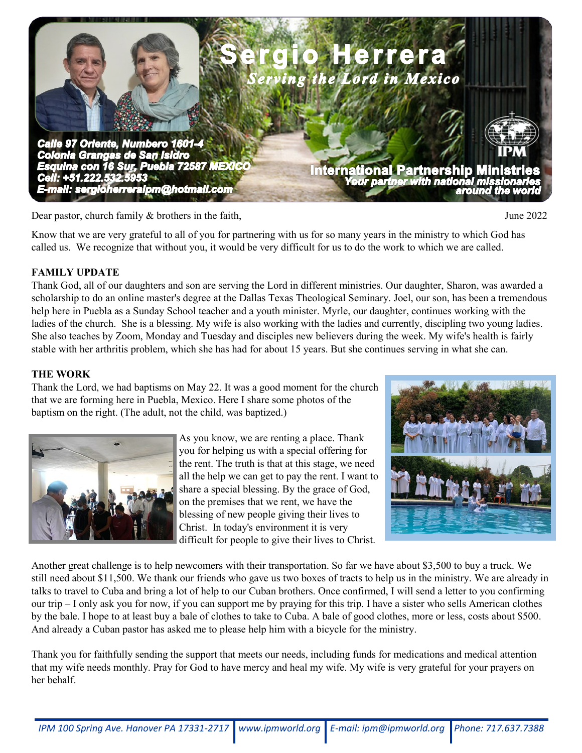# Sergio Herrera

*Serving the Lord in Mexico*

***Calle 97 Oriente, Numbero 1601-4***
***Colonia Grangas de San Isidro***
***Esquina con 16 Sur, Puebla 72587 MEXICO***
***Cell: +51.222.532.5953***
***E-mail: sergioherreraipm@hotmail.com***

**IPM**
**International Partnership Ministries**
***Your partner with national missionaries around the world***

Dear pastor, church family & brothers in the faith,

June 2022

Know that we are very grateful to all of you for partnering with us for so many years in the ministry to which God has called us. We recognize that without you, it would be very difficult for us to do the work to which we are called.

**FAMILY UPDATE**

Thank God, all of our daughters and son are serving the Lord in different ministries. Our daughter, Sharon, was awarded a scholarship to do an online master's degree at the Dallas Texas Theological Seminary. Joel, our son, has been a tremendous help here in Puebla as a Sunday School teacher and a youth minister. Myrle, our daughter, continues working with the ladies of the church. She is a blessing. My wife is also working with the ladies and currently, discipling two young ladies. She also teaches by Zoom, Monday and Tuesday and disciples new believers during the week. My wife's health is fairly stable with her arthritis problem, which she has had for about 15 years. But she continues serving in what she can.

**THE WORK**

Thank the Lord, we had baptisms on May 22. It was a good moment for the church that we are forming here in Puebla, Mexico. Here I share some photos of the baptism on the right. (The adult, not the child, was baptized.)

As you know, we are renting a place. Thank you for helping us with a special offering for the rent. The truth is that at this stage, we need all the help we can get to pay the rent. I want to share a special blessing. By the grace of God, on the premises that we rent, we have the blessing of new people giving their lives to Christ. In today's environment it is very difficult for people to give their lives to Christ.

Another great challenge is to help newcomers with their transportation. So far we have about $3,500 to buy a truck. We still need about $11,500. We thank our friends who gave us two boxes of tracts to help us in the ministry. We are already in talks to travel to Cuba and bring a lot of help to our Cuban brothers. Once confirmed, I will send a letter to you confirming our trip – I only ask you for now, if you can support me by praying for this trip. I have a sister who sells American clothes by the bale. I hope to at least buy a bale of clothes to take to Cuba. A bale of good clothes, more or less, costs about $500. And already a Cuban pastor has asked me to please help him with a bicycle for the ministry.

Thank you for faithfully sending the support that meets our needs, including funds for medications and medical attention that my wife needs monthly. Pray for God to have mercy and heal my wife. My wife is very grateful for your prayers on her behalf.

*IPM 100 Spring Ave. Hanover PA 17331-2717 | www.ipmworld.org | E-mail: ipm@ipmworld.org | Phone: 717.637.7388*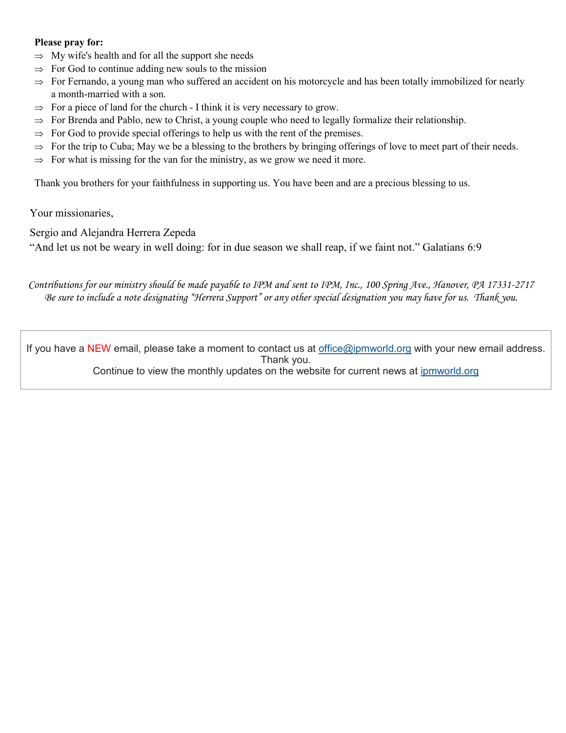**Please pray for:**

- ⇒ My wife's health and for all the support she needs
- ⇒ For God to continue adding new souls to the mission
- ⇒ For Fernando, a young man who suffered an accident on his motorcycle and has been totally immobilized for nearly a month-married with a son.
- ⇒ For a piece of land for the church - I think it is very necessary to grow.
- ⇒ For Brenda and Pablo, new to Christ, a young couple who need to legally formalize their relationship.
- ⇒ For God to provide special offerings to help us with the rent of the premises.
- ⇒ For the trip to Cuba; May we be a blessing to the brothers by bringing offerings of love to meet part of their needs.
- ⇒ For what is missing for the van for the ministry, as we grow we need it more.

Thank you brothers for your faithfulness in supporting us. You have been and are a precious blessing to us.

Your missionaries,

Sergio and Alejandra Herrera Zepeda

"And let us not be weary in well doing: for in due season we shall reap, if we faint not." Galatians 6:9

*Contributions for our ministry should be made payable to IPM and sent to IPM, Inc., 100 Spring Ave., Hanover, PA 17331-2717*
*Be sure to include a note designating "Herrera Support" or any other special designation you may have for us. Thank you.*

If you have a NEW email, please take a moment to contact us at office@ipmworld.org with your new email address.
Thank you.
Continue to view the monthly updates on the website for current news at ipmworld.org